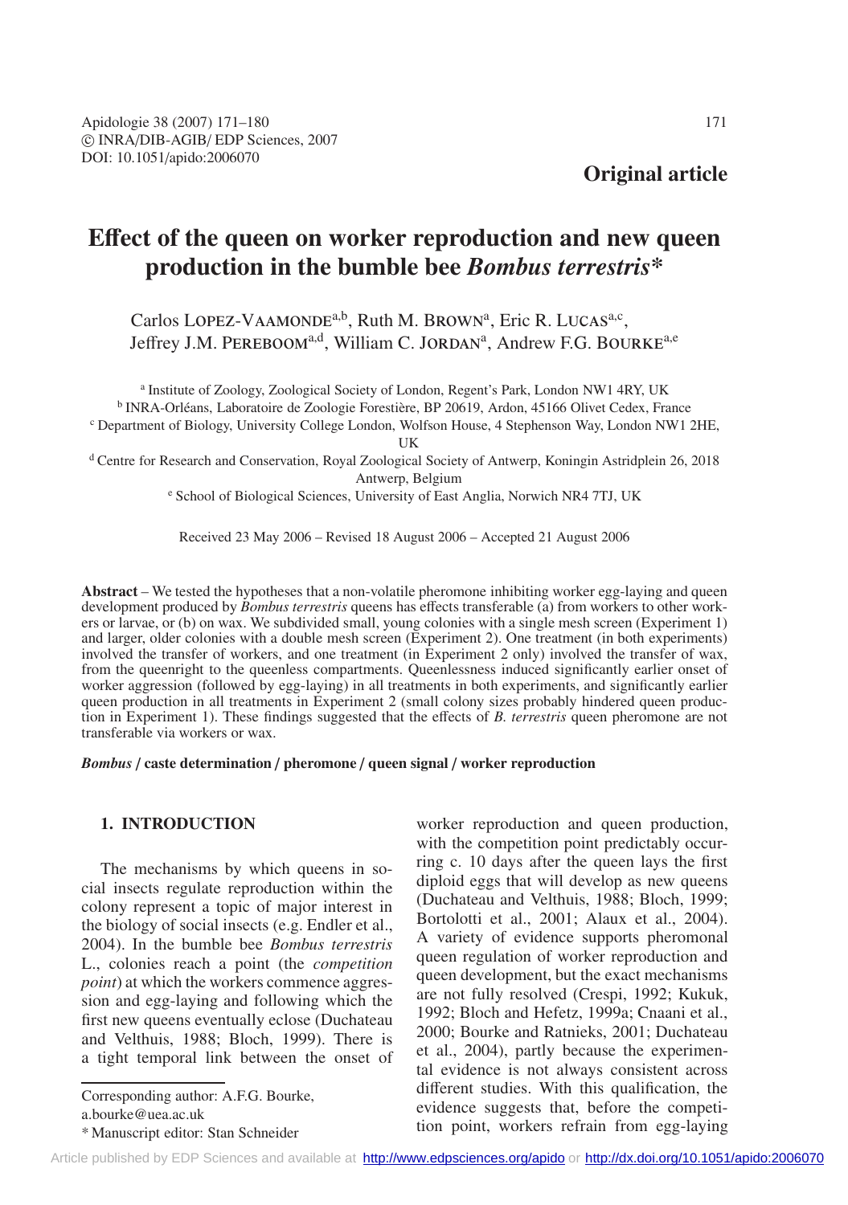Apidologie 38 (2007) 171–180
© INRA/DIB-AGIB/ EDP Sciences, 2007
DOI: 10.1051/apido:2006070

**Original article**

# Effect of the queen on worker reproduction and new queen production in the bumble bee *Bombus terrestris**

Carlos Lopez-Vaamonde[a,b], Ruth M. Brown[a], Eric R. Lucas[a,c], Jeffrey J.M. Pereboom[a,d], William C. Jordan[a], Andrew F.G. Bourke[a,e]

[a] Institute of Zoology, Zoological Society of London, Regent's Park, London NW1 4RY, UK
[b] INRA-Orléans, Laboratoire de Zoologie Forestière, BP 20619, Ardon, 45166 Olivet Cedex, France
[c] Department of Biology, University College London, Wolfson House, 4 Stephenson Way, London NW1 2HE, UK
[d] Centre for Research and Conservation, Royal Zoological Society of Antwerp, Koningin Astridplein 26, 2018 Antwerp, Belgium
[e] School of Biological Sciences, University of East Anglia, Norwich NR4 7TJ, UK

Received 23 May 2006 – Revised 18 August 2006 – Accepted 21 August 2006

**Abstract** – We tested the hypotheses that a non-volatile pheromone inhibiting worker egg-laying and queen development produced by *Bombus terrestris* queens has effects transferable (a) from workers to other workers or larvae, or (b) on wax. We subdivided small, young colonies with a single mesh screen (Experiment 1) and larger, older colonies with a double mesh screen (Experiment 2). One treatment (in both experiments) involved the transfer of workers, and one treatment (in Experiment 2 only) involved the transfer of wax, from the queenright to the queenless compartments. Queenlessness induced significantly earlier onset of worker aggression (followed by egg-laying) in all treatments in both experiments, and significantly earlier queen production in all treatments in Experiment 2 (small colony sizes probably hindered queen production in Experiment 1). These findings suggested that the effects of *B. terrestris* queen pheromone are not transferable via workers or wax.

***Bombus* / caste determination / pheromone / queen signal / worker reproduction**

## 1. INTRODUCTION

The mechanisms by which queens in social insects regulate reproduction within the colony represent a topic of major interest in the biology of social insects (e.g. Endler et al., 2004). In the bumble bee *Bombus terrestris* L., colonies reach a point (the *competition point*) at which the workers commence aggression and egg-laying and following which the first new queens eventually eclose (Duchateau and Velthuis, 1988; Bloch, 1999). There is a tight temporal link between the onset of worker reproduction and queen production, with the competition point predictably occurring c. 10 days after the queen lays the first diploid eggs that will develop as new queens (Duchateau and Velthuis, 1988; Bloch, 1999; Bortolotti et al., 2001; Alaux et al., 2004). A variety of evidence supports pheromonal queen regulation of worker reproduction and queen development, but the exact mechanisms are not fully resolved (Crespi, 1992; Kukuk, 1992; Bloch and Hefetz, 1999a; Cnaani et al., 2000; Bourke and Ratnieks, 2001; Duchateau et al., 2004), partly because the experimental evidence is not always consistent across different studies. With this qualification, the evidence suggests that, before the competition point, workers refrain from egg-laying

Corresponding author: A.F.G. Bourke, a.bourke@uea.ac.uk
* Manuscript editor: Stan Schneider

Article published by EDP Sciences and available at http://www.edpsciences.org/apido or http://dx.doi.org/10.1051/apido:2006070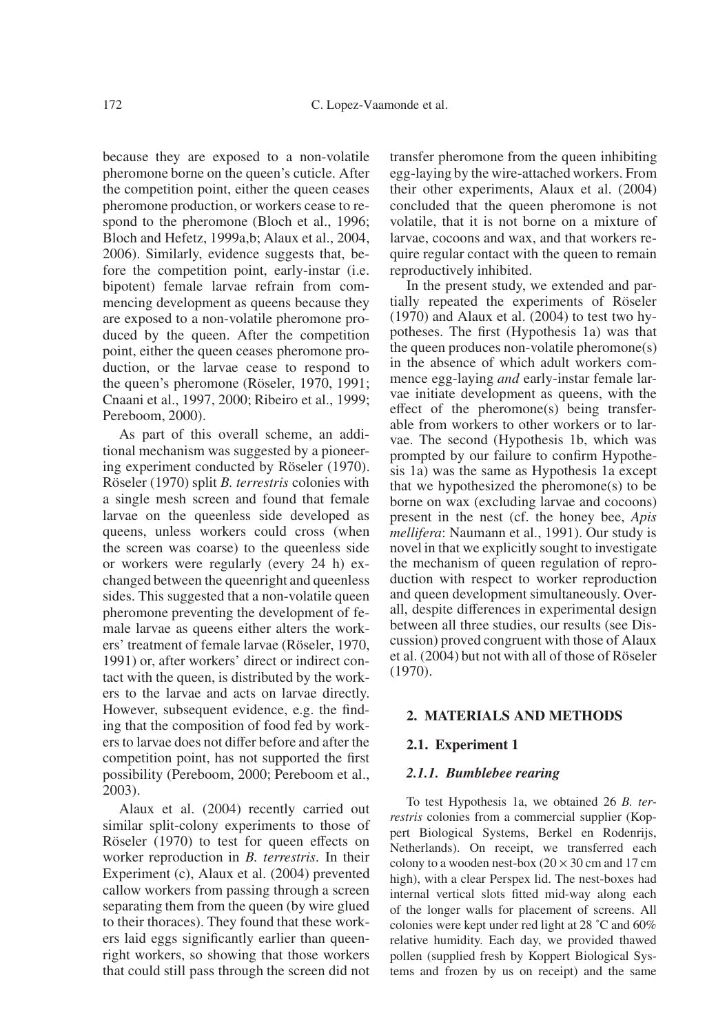because they are exposed to a non-volatile pheromone borne on the queen's cuticle. After the competition point, either the queen ceases pheromone production, or workers cease to respond to the pheromone (Bloch et al., 1996; Bloch and Hefetz, 1999a,b; Alaux et al., 2004, 2006). Similarly, evidence suggests that, before the competition point, early-instar (i.e. bipotent) female larvae refrain from commencing development as queens because they are exposed to a non-volatile pheromone produced by the queen. After the competition point, either the queen ceases pheromone production, or the larvae cease to respond to the queen's pheromone (Röseler, 1970, 1991; Cnaani et al., 1997, 2000; Ribeiro et al., 1999; Pereboom, 2000).

As part of this overall scheme, an additional mechanism was suggested by a pioneering experiment conducted by Röseler (1970). Röseler (1970) split *B. terrestris* colonies with a single mesh screen and found that female larvae on the queenless side developed as queens, unless workers could cross (when the screen was coarse) to the queenless side or workers were regularly (every 24 h) exchanged between the queenright and queenless sides. This suggested that a non-volatile queen pheromone preventing the development of female larvae as queens either alters the workers' treatment of female larvae (Röseler, 1970, 1991) or, after workers' direct or indirect contact with the queen, is distributed by the workers to the larvae and acts on larvae directly. However, subsequent evidence, e.g. the finding that the composition of food fed by workers to larvae does not differ before and after the competition point, has not supported the first possibility (Pereboom, 2000; Pereboom et al., 2003).

Alaux et al. (2004) recently carried out similar split-colony experiments to those of Röseler (1970) to test for queen effects on worker reproduction in *B. terrestris*. In their Experiment (c), Alaux et al. (2004) prevented callow workers from passing through a screen separating them from the queen (by wire glued to their thoraces). They found that these workers laid eggs significantly earlier than queenright workers, so showing that those workers that could still pass through the screen did not transfer pheromone from the queen inhibiting egg-laying by the wire-attached workers. From their other experiments, Alaux et al. (2004) concluded that the queen pheromone is not volatile, that it is not borne on a mixture of larvae, cocoons and wax, and that workers require regular contact with the queen to remain reproductively inhibited.

In the present study, we extended and partially repeated the experiments of Röseler (1970) and Alaux et al. (2004) to test two hypotheses. The first (Hypothesis 1a) was that the queen produces non-volatile pheromone(s) in the absence of which adult workers commence egg-laying *and* early-instar female larvae initiate development as queens, with the effect of the pheromone(s) being transferable from workers to other workers or to larvae. The second (Hypothesis 1b, which was prompted by our failure to confirm Hypothesis 1a) was the same as Hypothesis 1a except that we hypothesized the pheromone(s) to be borne on wax (excluding larvae and cocoons) present in the nest (cf. the honey bee, *Apis mellifera*: Naumann et al., 1991). Our study is novel in that we explicitly sought to investigate the mechanism of queen regulation of reproduction with respect to worker reproduction and queen development simultaneously. Overall, despite differences in experimental design between all three studies, our results (see Discussion) proved congruent with those of Alaux et al. (2004) but not with all of those of Röseler (1970).

## 2. MATERIALS AND METHODS

### 2.1. Experiment 1

#### 2.1.1. Bumblebee rearing

To test Hypothesis 1a, we obtained 26 *B. terrestris* colonies from a commercial supplier (Koppert Biological Systems, Berkel en Rodenrijs, Netherlands). On receipt, we transferred each colony to a wooden nest-box ($20 \times 30$ cm and 17 cm high), with a clear Perspex lid. The nest-boxes had internal vertical slots fitted mid-way along each of the longer walls for placement of screens. All colonies were kept under red light at 28 °C and 60% relative humidity. Each day, we provided thawed pollen (supplied fresh by Koppert Biological Systems and frozen by us on receipt) and the same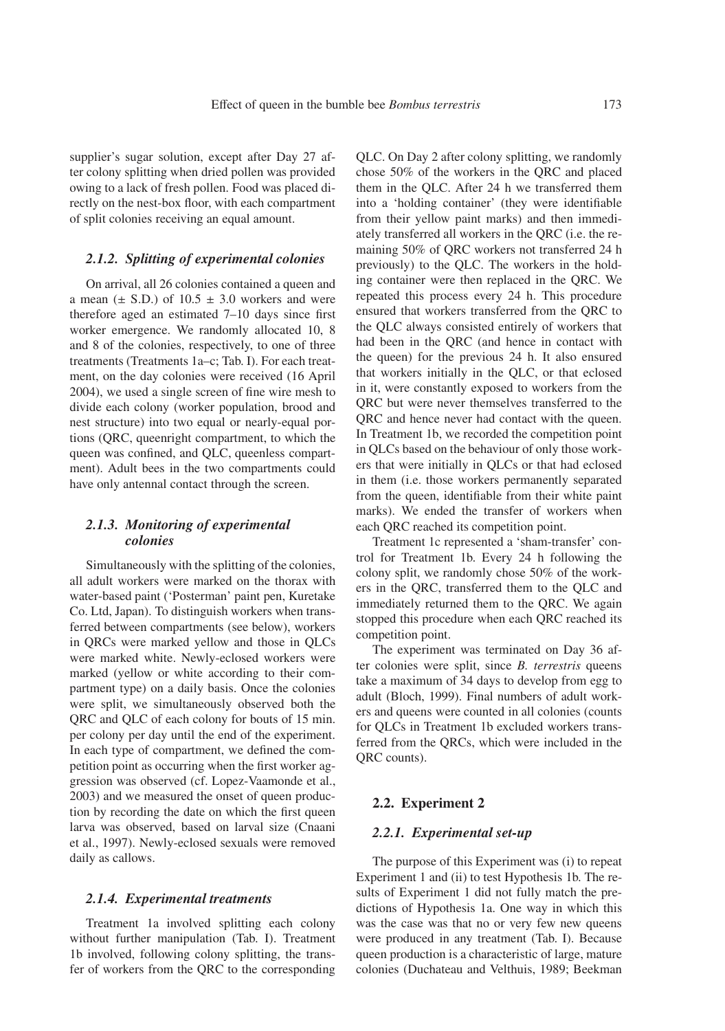supplier's sugar solution, except after Day 27 after colony splitting when dried pollen was provided owing to a lack of fresh pollen. Food was placed directly on the nest-box floor, with each compartment of split colonies receiving an equal amount.

### *2.1.2. Splitting of experimental colonies*

On arrival, all 26 colonies contained a queen and a mean (± S.D.) of 10.5 ± 3.0 workers and were therefore aged an estimated 7–10 days since first worker emergence. We randomly allocated 10, 8 and 8 of the colonies, respectively, to one of three treatments (Treatments 1a–c; Tab. I). For each treatment, on the day colonies were received (16 April 2004), we used a single screen of fine wire mesh to divide each colony (worker population, brood and nest structure) into two equal or nearly-equal portions (QRC, queenright compartment, to which the queen was confined, and QLC, queenless compartment). Adult bees in the two compartments could have only antennal contact through the screen.

### *2.1.3. Monitoring of experimental colonies*

Simultaneously with the splitting of the colonies, all adult workers were marked on the thorax with water-based paint ('Posterman' paint pen, Kuretake Co. Ltd, Japan). To distinguish workers when transferred between compartments (see below), workers in QRCs were marked yellow and those in QLCs were marked white. Newly-eclosed workers were marked (yellow or white according to their compartment type) on a daily basis. Once the colonies were split, we simultaneously observed both the QRC and QLC of each colony for bouts of 15 min. per colony per day until the end of the experiment. In each type of compartment, we defined the competition point as occurring when the first worker aggression was observed (cf. Lopez-Vaamonde et al., 2003) and we measured the onset of queen production by recording the date on which the first queen larva was observed, based on larval size (Cnaani et al., 1997). Newly-eclosed sexuals were removed daily as callows.

### *2.1.4. Experimental treatments*

Treatment 1a involved splitting each colony without further manipulation (Tab. I). Treatment 1b involved, following colony splitting, the transfer of workers from the QRC to the corresponding QLC. On Day 2 after colony splitting, we randomly chose 50% of the workers in the QRC and placed them in the QLC. After 24 h we transferred them into a 'holding container' (they were identifiable from their yellow paint marks) and then immediately transferred all workers in the QRC (i.e. the remaining 50% of QRC workers not transferred 24 h previously) to the QLC. The workers in the holding container were then replaced in the QRC. We repeated this process every 24 h. This procedure ensured that workers transferred from the QRC to the QLC always consisted entirely of workers that had been in the QRC (and hence in contact with the queen) for the previous 24 h. It also ensured that workers initially in the QLC, or that eclosed in it, were constantly exposed to workers from the QRC but were never themselves transferred to the QRC and hence never had contact with the queen. In Treatment 1b, we recorded the competition point in QLCs based on the behaviour of only those workers that were initially in QLCs or that had eclosed in them (i.e. those workers permanently separated from the queen, identifiable from their white paint marks). We ended the transfer of workers when each QRC reached its competition point.

Treatment 1c represented a 'sham-transfer' control for Treatment 1b. Every 24 h following the colony split, we randomly chose 50% of the workers in the QRC, transferred them to the QLC and immediately returned them to the QRC. We again stopped this procedure when each QRC reached its competition point.

The experiment was terminated on Day 36 after colonies were split, since *B. terrestris* queens take a maximum of 34 days to develop from egg to adult (Bloch, 1999). Final numbers of adult workers and queens were counted in all colonies (counts for QLCs in Treatment 1b excluded workers transferred from the QRCs, which were included in the QRC counts).

## 2.2. Experiment 2

### *2.2.1. Experimental set-up*

The purpose of this Experiment was (i) to repeat Experiment 1 and (ii) to test Hypothesis 1b. The results of Experiment 1 did not fully match the predictions of Hypothesis 1a. One way in which this was the case was that no or very few new queens were produced in any treatment (Tab. I). Because queen production is a characteristic of large, mature colonies (Duchateau and Velthuis, 1989; Beekman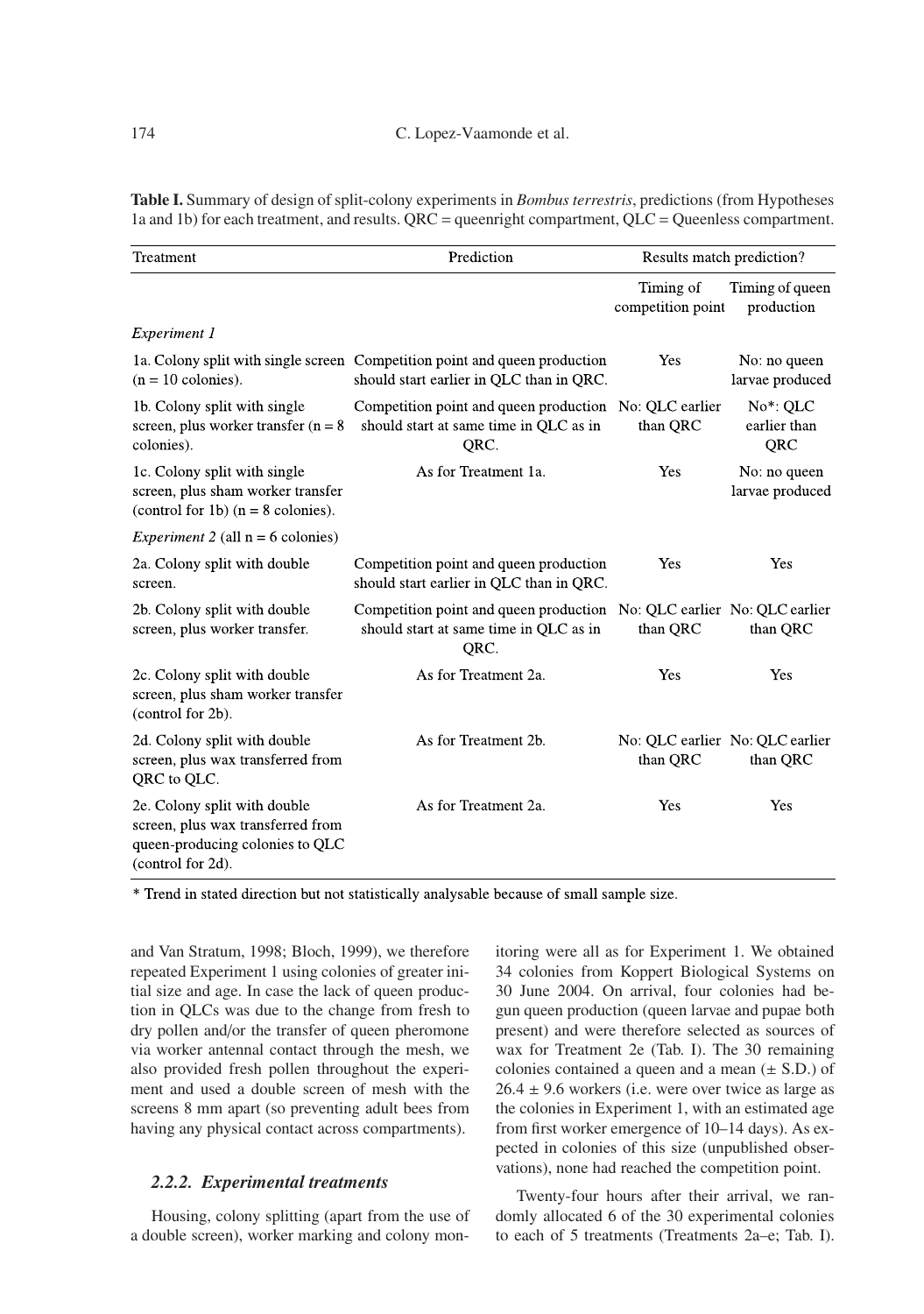**Table I.** Summary of design of split-colony experiments in *Bombus terrestris*, predictions (from Hypotheses 1a and 1b) for each treatment, and results. QRC = queenright compartment, QLC = Queenless compartment.

| Treatment | Prediction | Results match prediction? | |
|---|---|---|---|
| | | Timing of competition point | Timing of queen production |
| *Experiment 1* | | | |
| 1a. Colony split with single screen (n = 10 colonies). | Competition point and queen production should start earlier in QLC than in QRC. | Yes | No: no queen larvae produced |
| 1b. Colony split with single screen, plus worker transfer (n = 8 colonies). | Competition point and queen production should start at same time in QLC as in QRC. | No: QLC earlier than QRC | No*: QLC earlier than QRC |
| 1c. Colony split with single screen, plus sham worker transfer (control for 1b) (n = 8 colonies). | As for Treatment 1a. | Yes | No: no queen larvae produced |
| *Experiment 2* (all n = 6 colonies) | | | |
| 2a. Colony split with double screen. | Competition point and queen production should start earlier in QLC than in QRC. | Yes | Yes |
| 2b. Colony split with double screen, plus worker transfer. | Competition point and queen production should start at same time in QLC as in QRC. | No: QLC earlier than QRC | No: QLC earlier than QRC |
| 2c. Colony split with double screen, plus sham worker transfer (control for 2b). | As for Treatment 2a. | Yes | Yes |
| 2d. Colony split with double screen, plus wax transferred from QRC to QLC. | As for Treatment 2b. | No: QLC earlier than QRC | No: QLC earlier than QRC |
| 2e. Colony split with double screen, plus wax transferred from queen-producing colonies to QLC (control for 2d). | As for Treatment 2a. | Yes | Yes |

\* Trend in stated direction but not statistically analysable because of small sample size.

and Van Stratum, 1998; Bloch, 1999), we therefore repeated Experiment 1 using colonies of greater initial size and age. In case the lack of queen production in QLCs was due to the change from fresh to dry pollen and/or the transfer of queen pheromone via worker antennal contact through the mesh, we also provided fresh pollen throughout the experiment and used a double screen of mesh with the screens 8 mm apart (so preventing adult bees from having any physical contact across compartments).

### 2.2.2. Experimental treatments

Housing, colony splitting (apart from the use of a double screen), worker marking and colony monitoring were all as for Experiment 1. We obtained 34 colonies from Koppert Biological Systems on 30 June 2004. On arrival, four colonies had begun queen production (queen larvae and pupae both present) and were therefore selected as sources of wax for Treatment 2e (Tab. I). The 30 remaining colonies contained a queen and a mean (± S.D.) of 26.4 ± 9.6 workers (i.e. were over twice as large as the colonies in Experiment 1, with an estimated age from first worker emergence of 10–14 days). As expected in colonies of this size (unpublished observations), none had reached the competition point.

Twenty-four hours after their arrival, we randomly allocated 6 of the 30 experimental colonies to each of 5 treatments (Treatments 2a–e; Tab. I).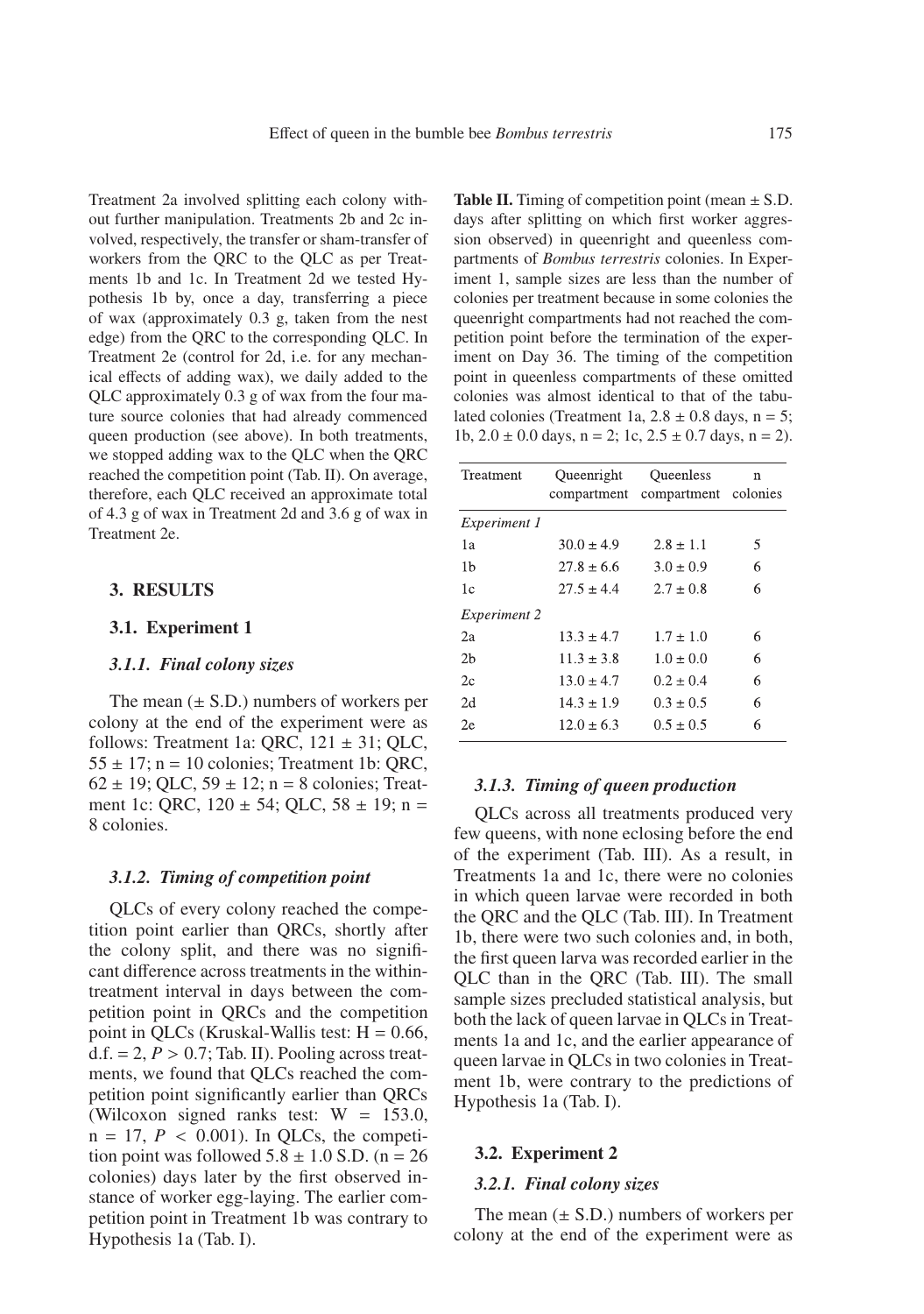Treatment 2a involved splitting each colony without further manipulation. Treatments 2b and 2c involved, respectively, the transfer or sham-transfer of workers from the QRC to the QLC as per Treatments 1b and 1c. In Treatment 2d we tested Hypothesis 1b by, once a day, transferring a piece of wax (approximately 0.3 g, taken from the nest edge) from the QRC to the corresponding QLC. In Treatment 2e (control for 2d, i.e. for any mechanical effects of adding wax), we daily added to the QLC approximately 0.3 g of wax from the four mature source colonies that had already commenced queen production (see above). In both treatments, we stopped adding wax to the QLC when the QRC reached the competition point (Tab. II). On average, therefore, each QLC received an approximate total of 4.3 g of wax in Treatment 2d and 3.6 g of wax in Treatment 2e.

## 3. RESULTS

### 3.1. Experiment 1

#### *3.1.1. Final colony sizes*

The mean (± S.D.) numbers of workers per colony at the end of the experiment were as follows: Treatment 1a: QRC, 121 ± 31; QLC, 55 ± 17; n = 10 colonies; Treatment 1b: QRC, 62 ± 19; QLC, 59 ± 12; n = 8 colonies; Treatment 1c: QRC, 120 ± 54; QLC, 58 ± 19; n = 8 colonies.

#### *3.1.2. Timing of competition point*

QLCs of every colony reached the competition point earlier than QRCs, shortly after the colony split, and there was no significant difference across treatments in the within-treatment interval in days between the competition point in QRCs and the competition point in QLCs (Kruskal-Wallis test: $H = 0.66$, d.f. = 2, $P > 0.7$; Tab. II). Pooling across treatments, we found that QLCs reached the competition point significantly earlier than QRCs (Wilcoxon signed ranks test: $W = 153.0$, $n = 17$, $P < 0.001$). In QLCs, the competition point was followed 5.8 ± 1.0 S.D. (n = 26 colonies) days later by the first observed instance of worker egg-laying. The earlier competition point in Treatment 1b was contrary to Hypothesis 1a (Tab. I).

**Table II.** Timing of competition point (mean ± S.D. days after splitting on which first worker aggression observed) in queenright and queenless compartments of *Bombus terrestris* colonies. In Experiment 1, sample sizes are less than the number of colonies per treatment because in some colonies the queenright compartments had not reached the competition point before the termination of the experiment on Day 36. The timing of the competition point in queenless compartments of these omitted colonies was almost identical to that of the tabulated colonies (Treatment 1a, 2.8 ± 0.8 days, n = 5; 1b, 2.0 ± 0.0 days, n = 2; 1c, 2.5 ± 0.7 days, n = 2).

| Treatment | Queenright compartment | Queenless compartment | n colonies |
|---|---|---|---|
| *Experiment 1* | | | |
| 1a | 30.0 ± 4.9 | 2.8 ± 1.1 | 5 |
| 1b | 27.8 ± 6.6 | 3.0 ± 0.9 | 6 |
| 1c | 27.5 ± 4.4 | 2.7 ± 0.8 | 6 |
| *Experiment 2* | | | |
| 2a | 13.3 ± 4.7 | 1.7 ± 1.0 | 6 |
| 2b | 11.3 ± 3.8 | 1.0 ± 0.0 | 6 |
| 2c | 13.0 ± 4.7 | 0.2 ± 0.4 | 6 |
| 2d | 14.3 ± 1.9 | 0.3 ± 0.5 | 6 |
| 2e | 12.0 ± 6.3 | 0.5 ± 0.5 | 6 |

#### *3.1.3. Timing of queen production*

QLCs across all treatments produced very few queens, with none eclosing before the end of the experiment (Tab. III). As a result, in Treatments 1a and 1c, there were no colonies in which queen larvae were recorded in both the QRC and the QLC (Tab. III). In Treatment 1b, there were two such colonies and, in both, the first queen larva was recorded earlier in the QLC than in the QRC (Tab. III). The small sample sizes precluded statistical analysis, but both the lack of queen larvae in QLCs in Treatments 1a and 1c, and the earlier appearance of queen larvae in QLCs in two colonies in Treatment 1b, were contrary to the predictions of Hypothesis 1a (Tab. I).

### 3.2. Experiment 2

#### *3.2.1. Final colony sizes*

The mean (± S.D.) numbers of workers per colony at the end of the experiment were as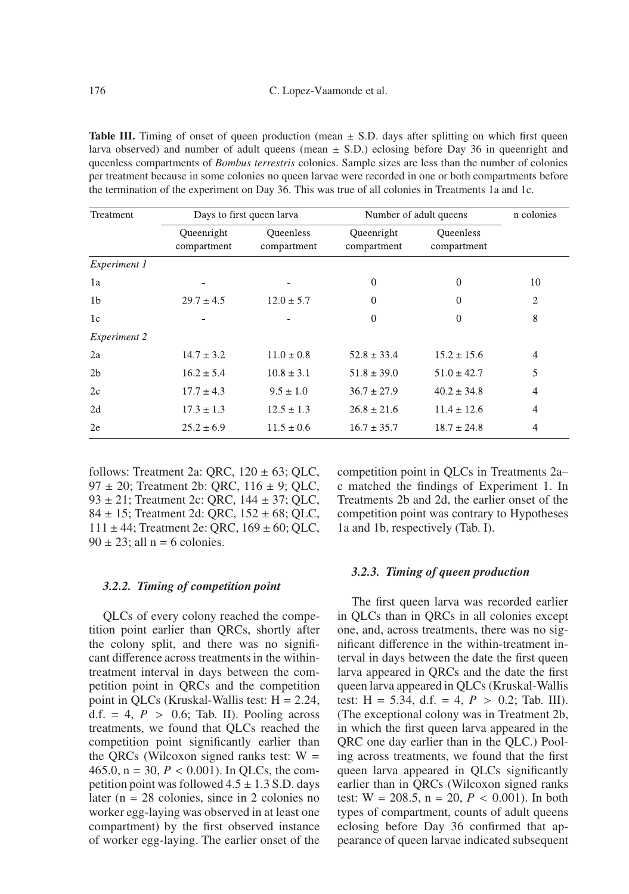**Table III.** Timing of onset of queen production (mean ± S.D. days after splitting on which first queen larva observed) and number of adult queens (mean ± S.D.) eclosing before Day 36 in queenright and queenless compartments of *Bombus terrestris* colonies. Sample sizes are less than the number of colonies per treatment because in some colonies no queen larvae were recorded in one or both compartments before the termination of the experiment on Day 36. This was true of all colonies in Treatments 1a and 1c.

| Treatment | Days to first queen larva | | Number of adult queens | | n colonies |
|---|---|---|---|---|---|
| | Queenright compartment | Queenless compartment | Queenright compartment | Queenless compartment | |
| *Experiment 1* | | | | | |
| 1a | - | - | 0 | 0 | 10 |
| 1b | 29.7 ± 4.5 | 12.0 ± 5.7 | 0 | 0 | 2 |
| 1c | - | - | 0 | 0 | 8 |
| *Experiment 2* | | | | | |
| 2a | 14.7 ± 3.2 | 11.0 ± 0.8 | 52.8 ± 33.4 | 15.2 ± 15.6 | 4 |
| 2b | 16.2 ± 5.4 | 10.8 ± 3.1 | 51.8 ± 39.0 | 51.0 ± 42.7 | 5 |
| 2c | 17.7 ± 4.3 | 9.5 ± 1.0 | 36.7 ± 27.9 | 40.2 ± 34.8 | 4 |
| 2d | 17.3 ± 1.3 | 12.5 ± 1.3 | 26.8 ± 21.6 | 11.4 ± 12.6 | 4 |
| 2e | 25.2 ± 6.9 | 11.5 ± 0.6 | 16.7 ± 35.7 | 18.7 ± 24.8 | 4 |

follows: Treatment 2a: QRC, 120 ± 63; QLC, 97 ± 20; Treatment 2b: QRC, 116 ± 9; QLC, 93 ± 21; Treatment 2c: QRC, 144 ± 37; QLC, 84 ± 15; Treatment 2d: QRC, 152 ± 68; QLC, 111 ± 44; Treatment 2e: QRC, 169 ± 60; QLC, 90 ± 23; all n = 6 colonies.

### 3.2.2. Timing of competition point

QLCs of every colony reached the competition point earlier than QRCs, shortly after the colony split, and there was no significant difference across treatments in the within-treatment interval in days between the competition point in QRCs and the competition point in QLCs (Kruskal-Wallis test: $H = 2.24$, d.f. = 4, $P > 0.6$; Tab. II). Pooling across treatments, we found that QLCs reached the competition point significantly earlier than the QRCs (Wilcoxon signed ranks test: $W = 465.0$, $n = 30$, $P < 0.001$). In QLCs, the competition point was followed 4.5 ± 1.3 S.D. days later (n = 28 colonies, since in 2 colonies no worker egg-laying was observed in at least one compartment) by the first observed instance of worker egg-laying. The earlier onset of the competition point in QLCs in Treatments 2a–c matched the findings of Experiment 1. In Treatments 2b and 2d, the earlier onset of the competition point was contrary to Hypotheses 1a and 1b, respectively (Tab. I).

### 3.2.3. Timing of queen production

The first queen larva was recorded earlier in QLCs than in QRCs in all colonies except one, and, across treatments, there was no significant difference in the within-treatment interval in days between the date the first queen larva appeared in QRCs and the date the first queen larva appeared in QLCs (Kruskal-Wallis test: $H = 5.34$, d.f. = 4, $P > 0.2$; Tab. III). (The exceptional colony was in Treatment 2b, in which the first queen larva appeared in the QRC one day earlier than in the QLC.) Pooling across treatments, we found that the first queen larva appeared in QLCs significantly earlier than in QRCs (Wilcoxon signed ranks test: $W = 208.5$, $n = 20$, $P < 0.001$). In both types of compartment, counts of adult queens eclosing before Day 36 confirmed that appearance of queen larvae indicated subsequent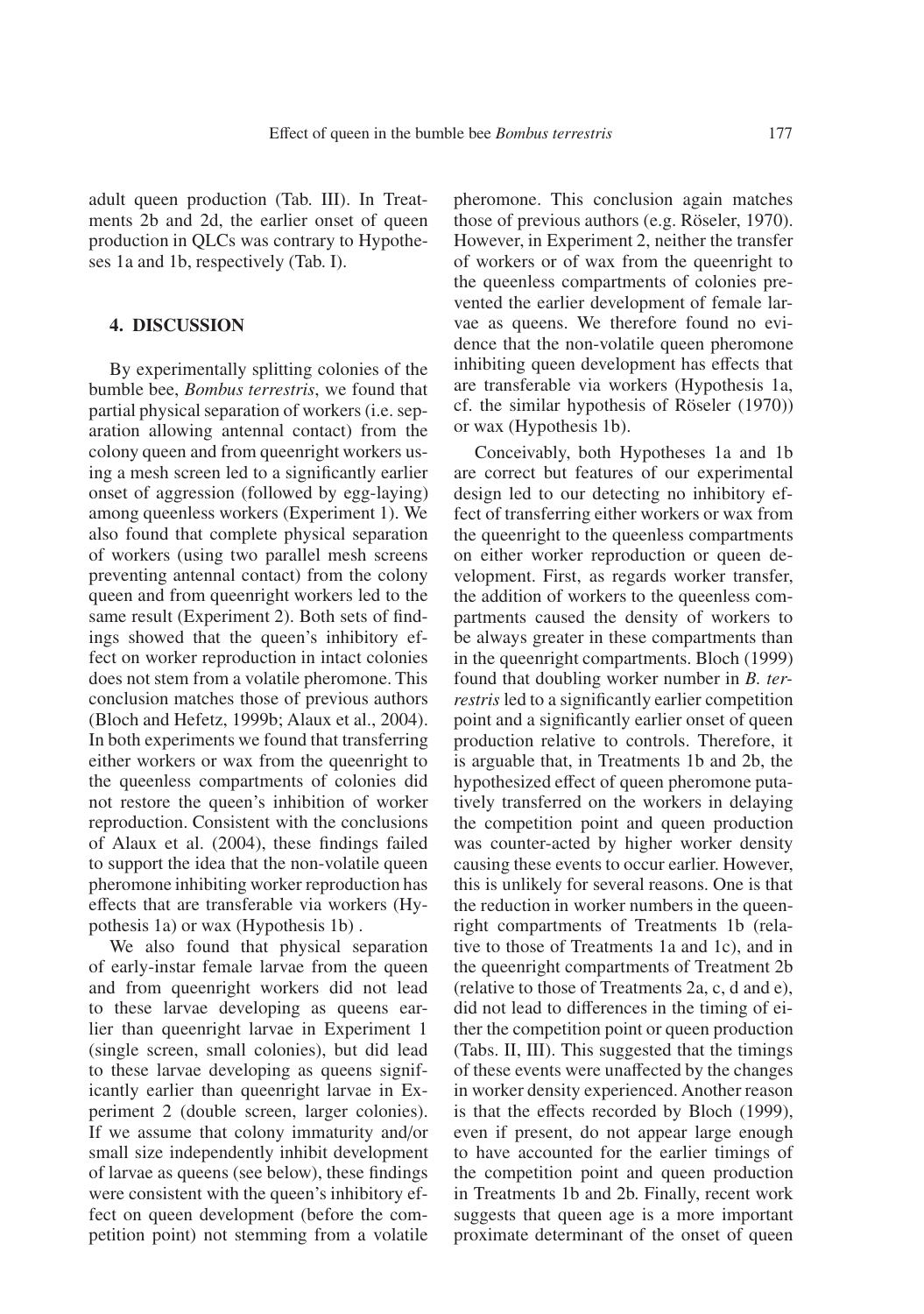adult queen production (Tab. III). In Treatments 2b and 2d, the earlier onset of queen production in QLCs was contrary to Hypotheses 1a and 1b, respectively (Tab. I).

## 4. DISCUSSION

By experimentally splitting colonies of the bumble bee, *Bombus terrestris*, we found that partial physical separation of workers (i.e. separation allowing antennal contact) from the colony queen and from queenright workers using a mesh screen led to a significantly earlier onset of aggression (followed by egg-laying) among queenless workers (Experiment 1). We also found that complete physical separation of workers (using two parallel mesh screens preventing antennal contact) from the colony queen and from queenright workers led to the same result (Experiment 2). Both sets of findings showed that the queen's inhibitory effect on worker reproduction in intact colonies does not stem from a volatile pheromone. This conclusion matches those of previous authors (Bloch and Hefetz, 1999b; Alaux et al., 2004). In both experiments we found that transferring either workers or wax from the queenright to the queenless compartments of colonies did not restore the queen's inhibition of worker reproduction. Consistent with the conclusions of Alaux et al. (2004), these findings failed to support the idea that the non-volatile queen pheromone inhibiting worker reproduction has effects that are transferable via workers (Hypothesis 1a) or wax (Hypothesis 1b) .

We also found that physical separation of early-instar female larvae from the queen and from queenright workers did not lead to these larvae developing as queens earlier than queenright larvae in Experiment 1 (single screen, small colonies), but did lead to these larvae developing as queens significantly earlier than queenright larvae in Experiment 2 (double screen, larger colonies). If we assume that colony immaturity and/or small size independently inhibit development of larvae as queens (see below), these findings were consistent with the queen's inhibitory effect on queen development (before the competition point) not stemming from a volatile pheromone. This conclusion again matches those of previous authors (e.g. Röseler, 1970). However, in Experiment 2, neither the transfer of workers or of wax from the queenright to the queenless compartments of colonies prevented the earlier development of female larvae as queens. We therefore found no evidence that the non-volatile queen pheromone inhibiting queen development has effects that are transferable via workers (Hypothesis 1a, cf. the similar hypothesis of Röseler (1970)) or wax (Hypothesis 1b).

Conceivably, both Hypotheses 1a and 1b are correct but features of our experimental design led to our detecting no inhibitory effect of transferring either workers or wax from the queenright to the queenless compartments on either worker reproduction or queen development. First, as regards worker transfer, the addition of workers to the queenless compartments caused the density of workers to be always greater in these compartments than in the queenright compartments. Bloch (1999) found that doubling worker number in *B. terrestris* led to a significantly earlier competition point and a significantly earlier onset of queen production relative to controls. Therefore, it is arguable that, in Treatments 1b and 2b, the hypothesized effect of queen pheromone putatively transferred on the workers in delaying the competition point and queen production was counter-acted by higher worker density causing these events to occur earlier. However, this is unlikely for several reasons. One is that the reduction in worker numbers in the queenright compartments of Treatments 1b (relative to those of Treatments 1a and 1c), and in the queenright compartments of Treatment 2b (relative to those of Treatments 2a, c, d and e), did not lead to differences in the timing of either the competition point or queen production (Tabs. II, III). This suggested that the timings of these events were unaffected by the changes in worker density experienced. Another reason is that the effects recorded by Bloch (1999), even if present, do not appear large enough to have accounted for the earlier timings of the competition point and queen production in Treatments 1b and 2b. Finally, recent work suggests that queen age is a more important proximate determinant of the onset of queen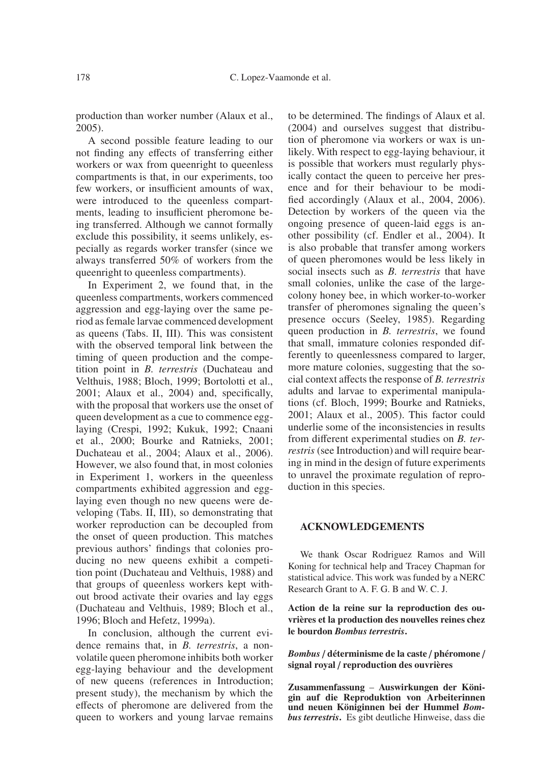production than worker number (Alaux et al., 2005).

A second possible feature leading to our not finding any effects of transferring either workers or wax from queenright to queenless compartments is that, in our experiments, too few workers, or insufficient amounts of wax, were introduced to the queenless compartments, leading to insufficient pheromone being transferred. Although we cannot formally exclude this possibility, it seems unlikely, especially as regards worker transfer (since we always transferred 50% of workers from the queenright to queenless compartments).

In Experiment 2, we found that, in the queenless compartments, workers commenced aggression and egg-laying over the same period as female larvae commenced development as queens (Tabs. II, III). This was consistent with the observed temporal link between the timing of queen production and the competition point in *B. terrestris* (Duchateau and Velthuis, 1988; Bloch, 1999; Bortolotti et al., 2001; Alaux et al., 2004) and, specifically, with the proposal that workers use the onset of queen development as a cue to commence egg-laying (Crespi, 1992; Kukuk, 1992; Cnaani et al., 2000; Bourke and Ratnieks, 2001; Duchateau et al., 2004; Alaux et al., 2006). However, we also found that, in most colonies in Experiment 1, workers in the queenless compartments exhibited aggression and egg-laying even though no new queens were developing (Tabs. II, III), so demonstrating that worker reproduction can be decoupled from the onset of queen production. This matches previous authors' findings that colonies producing no new queens exhibit a competition point (Duchateau and Velthuis, 1988) and that groups of queenless workers kept without brood activate their ovaries and lay eggs (Duchateau and Velthuis, 1989; Bloch et al., 1996; Bloch and Hefetz, 1999a).

In conclusion, although the current evidence remains that, in *B. terrestris*, a nonvolatile queen pheromone inhibits both worker egg-laying behaviour and the development of new queens (references in Introduction; present study), the mechanism by which the effects of pheromone are delivered from the queen to workers and young larvae remains to be determined. The findings of Alaux et al. (2004) and ourselves suggest that distribution of pheromone via workers or wax is unlikely. With respect to egg-laying behaviour, it is possible that workers must regularly physically contact the queen to perceive her presence and for their behaviour to be modified accordingly (Alaux et al., 2004, 2006). Detection by workers of the queen via the ongoing presence of queen-laid eggs is another possibility (cf. Endler et al., 2004). It is also probable that transfer among workers of queen pheromones would be less likely in social insects such as *B. terrestris* that have small colonies, unlike the case of the large-colony honey bee, in which worker-to-worker transfer of pheromones signaling the queen's presence occurs (Seeley, 1985). Regarding queen production in *B. terrestris*, we found that small, immature colonies responded differently to queenlessness compared to larger, more mature colonies, suggesting that the social context affects the response of *B. terrestris* adults and larvae to experimental manipulations (cf. Bloch, 1999; Bourke and Ratnieks, 2001; Alaux et al., 2005). This factor could underlie some of the inconsistencies in results from different experimental studies on *B. terrestris* (see Introduction) and will require bearing in mind in the design of future experiments to unravel the proximate regulation of reproduction in this species.

## ACKNOWLEDGEMENTS

We thank Oscar Rodriguez Ramos and Will Koning for technical help and Tracey Chapman for statistical advice. This work was funded by a NERC Research Grant to A. F. G. B and W. C. J.

**Action de la reine sur la reproduction des ouvrières et la production des nouvelles reines chez le bourdon *Bombus terrestris*.**

***Bombus* / déterminisme de la caste / phéromone / signal royal / reproduction des ouvrières**

**Zusammenfassung** – **Auswirkungen der Königin auf die Reproduktion von Arbeiterinnen und neuen Königinnen bei der Hummel *Bombus terrestris*.** Es gibt deutliche Hinweise, dass die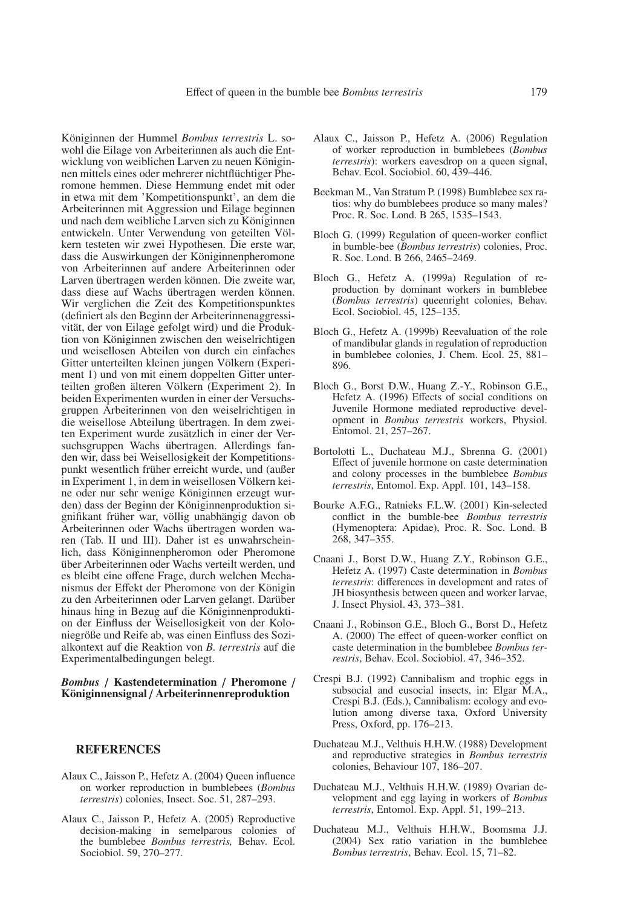Königinnen der Hummel *Bombus terrestris* L. sowohl die Eilage von Arbeiterinnen als auch die Entwicklung von weiblichen Larven zu neuen Königinnen mittels eines oder mehrerer nichtflüchtiger Pheromone hemmen. Diese Hemmung endet mit oder in etwa mit dem 'Kompetitionspunkt', an dem die Arbeiterinnen mit Aggression und Eilage beginnen und nach dem weibliche Larven sich zu Königinnen entwickeln. Unter Verwendung von geteilten Völkern testeten wir zwei Hypothesen. Die erste war, dass die Auswirkungen der Königinnenpheromone von Arbeiterinnen auf andere Arbeiterinnen oder Larven übertragen werden können. Die zweite war, dass diese auf Wachs übertragen werden können. Wir verglichen die Zeit des Kompetitionspunktes (definiert als den Beginn der Arbeiterinnenaggressivität, der von Eilage gefolgt wird) und die Produktion von Königinnen zwischen den weiselrichtigen und weisellosen Abteilen von durch ein einfaches Gitter unterteilten kleinen jungen Völkern (Experiment 1) und von mit einem doppelten Gitter unterteilten großen älteren Völkern (Experiment 2). In beiden Experimenten wurden in einer der Versuchsgruppen Arbeiterinnen von den weiselrichtigen in die weisellose Abteilung übertragen. In dem zweiten Experiment wurde zusätzlich in einer der Versuchsgruppen Wachs übertragen. Allerdings fanden wir, dass bei Weisellosigkeit der Kompetitionspunkt wesentlich früher erreicht wurde, und (außer in Experiment 1, in dem in weisellosen Völkern keine oder nur sehr wenige Königinnen erzeugt wurden) dass der Beginn der Königinnenproduktion signifikant früher war, völlig unabhängig davon ob Arbeiterinnen oder Wachs übertragen worden waren (Tab. II und III). Daher ist es unwahrscheinlich, dass Königinnenpheromon oder Pheromone über Arbeiterinnen oder Wachs verteilt werden, und es bleibt eine offene Frage, durch welchen Mechanismus der Effekt der Pheromone von der Königin zu den Arbeiterinnen oder Larven gelangt. Darüber hinaus hing in Bezug auf die Königinnenproduktion der Einfluss der Weisellosigkeit von der Koloniegröße und Reife ab, was einen Einfluss des Sozialkontext auf die Reaktion von *B. terrestris* auf die Experimentalbedingungen belegt.

***Bombus* / Kastendetermination / Pheromone / Königinnensignal / Arbeiterinnenreproduktion**

## REFERENCES

Alaux C., Jaisson P., Hefetz A. (2004) Queen influence on worker reproduction in bumblebees (*Bombus terrestris*) colonies, Insect. Soc. 51, 287–293.

Alaux C., Jaisson P., Hefetz A. (2005) Reproductive decision-making in semelparous colonies of the bumblebee *Bombus terrestris,* Behav. Ecol. Sociobiol. 59, 270–277.

Alaux C., Jaisson P., Hefetz A. (2006) Regulation of worker reproduction in bumblebees (*Bombus terrestris*): workers eavesdrop on a queen signal, Behav. Ecol. Sociobiol. 60, 439–446.

Beekman M., Van Stratum P. (1998) Bumblebee sex ratios: why do bumblebees produce so many males? Proc. R. Soc. Lond. B 265, 1535–1543.

Bloch G. (1999) Regulation of queen-worker conflict in bumble-bee (*Bombus terrestris*) colonies, Proc. R. Soc. Lond. B 266, 2465–2469.

Bloch G., Hefetz A. (1999a) Regulation of reproduction by dominant workers in bumblebee (*Bombus terrestris*) queenright colonies, Behav. Ecol. Sociobiol. 45, 125–135.

Bloch G., Hefetz A. (1999b) Reevaluation of the role of mandibular glands in regulation of reproduction in bumblebee colonies, J. Chem. Ecol. 25, 881–896.

Bloch G., Borst D.W., Huang Z.-Y., Robinson G.E., Hefetz A. (1996) Effects of social conditions on Juvenile Hormone mediated reproductive development in *Bombus terrestris* workers, Physiol. Entomol. 21, 257–267.

Bortolotti L., Duchateau M.J., Sbrenna G. (2001) Effect of juvenile hormone on caste determination and colony processes in the bumblebee *Bombus terrestris*, Entomol. Exp. Appl. 101, 143–158.

Bourke A.F.G., Ratnieks F.L.W. (2001) Kin-selected conflict in the bumble-bee *Bombus terrestris* (Hymenoptera: Apidae), Proc. R. Soc. Lond. B 268, 347–355.

Cnaani J., Borst D.W., Huang Z.Y., Robinson G.E., Hefetz A. (1997) Caste determination in *Bombus terrestris*: differences in development and rates of JH biosynthesis between queen and worker larvae, J. Insect Physiol. 43, 373–381.

Cnaani J., Robinson G.E., Bloch G., Borst D., Hefetz A. (2000) The effect of queen-worker conflict on caste determination in the bumblebee *Bombus terrestris*, Behav. Ecol. Sociobiol. 47, 346–352.

Crespi B.J. (1992) Cannibalism and trophic eggs in subsocial and eusocial insects, in: Elgar M.A., Crespi B.J. (Eds.), Cannibalism: ecology and evolution among diverse taxa, Oxford University Press, Oxford, pp. 176–213.

Duchateau M.J., Velthuis H.H.W. (1988) Development and reproductive strategies in *Bombus terrestris* colonies, Behaviour 107, 186–207.

Duchateau M.J., Velthuis H.H.W. (1989) Ovarian development and egg laying in workers of *Bombus terrestris*, Entomol. Exp. Appl. 51, 199–213.

Duchateau M.J., Velthuis H.H.W., Boomsma J.J. (2004) Sex ratio variation in the bumblebee *Bombus terrestris*, Behav. Ecol. 15, 71–82.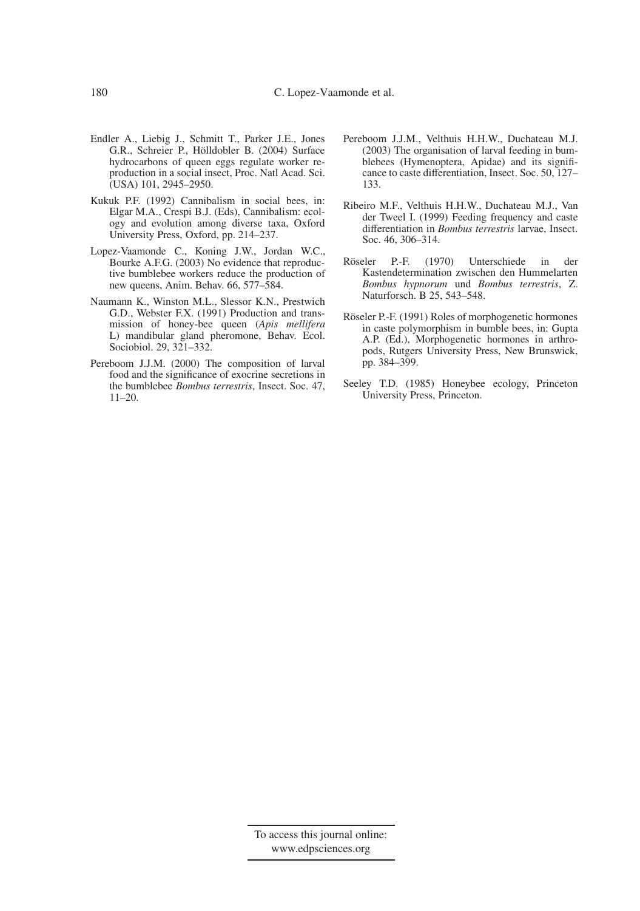Endler A., Liebig J., Schmitt T., Parker J.E., Jones G.R., Schreier P., Hölldobler B. (2004) Surface hydrocarbons of queen eggs regulate worker reproduction in a social insect, Proc. Natl Acad. Sci. (USA) 101, 2945–2950.

Kukuk P.F. (1992) Cannibalism in social bees, in: Elgar M.A., Crespi B.J. (Eds), Cannibalism: ecology and evolution among diverse taxa, Oxford University Press, Oxford, pp. 214–237.

Lopez-Vaamonde C., Koning J.W., Jordan W.C., Bourke A.F.G. (2003) No evidence that reproductive bumblebee workers reduce the production of new queens, Anim. Behav. 66, 577–584.

Naumann K., Winston M.L., Slessor K.N., Prestwich G.D., Webster F.X. (1991) Production and transmission of honey-bee queen (*Apis mellifera* L) mandibular gland pheromone, Behav. Ecol. Sociobiol. 29, 321–332.

Pereboom J.J.M. (2000) The composition of larval food and the significance of exocrine secretions in the bumblebee *Bombus terrestris*, Insect. Soc. 47, 11–20.

Pereboom J.J.M., Velthuis H.H.W., Duchateau M.J. (2003) The organisation of larval feeding in bumblebees (Hymenoptera, Apidae) and its significance to caste differentiation, Insect. Soc. 50, 127–133.

Ribeiro M.F., Velthuis H.H.W., Duchateau M.J., Van der Tweel I. (1999) Feeding frequency and caste differentiation in *Bombus terrestris* larvae, Insect. Soc. 46, 306–314.

Röseler P.-F. (1970) Unterschiede in der Kastendetermination zwischen den Hummelarten *Bombus hypnorum* und *Bombus terrestris*, Z. Naturforsch. B 25, 543–548.

Röseler P.-F. (1991) Roles of morphogenetic hormones in caste polymorphism in bumble bees, in: Gupta A.P. (Ed.), Morphogenetic hormones in arthropods, Rutgers University Press, New Brunswick, pp. 384–399.

Seeley T.D. (1985) Honeybee ecology, Princeton University Press, Princeton.

To access this journal online:
www.edpsciences.org